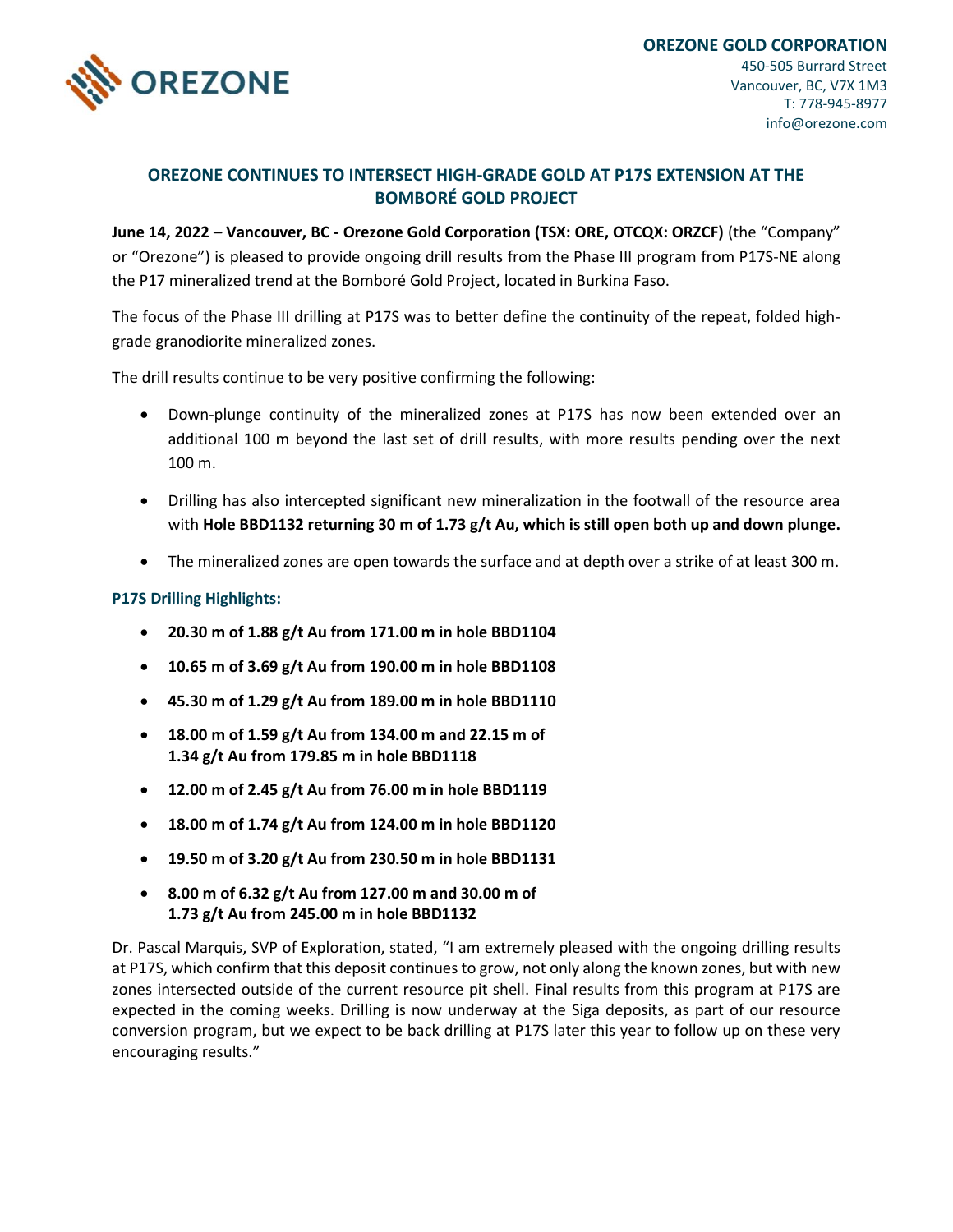**OREZONE GOLD CORPORATION**
450-505 Burrard Street
Vancouver, BC, V7X 1M3
T: 778-945-8977
info@orezone.com

## OREZONE CONTINUES TO INTERSECT HIGH-GRADE GOLD AT P17S EXTENSION AT THE BOMBORÉ GOLD PROJECT

**June 14, 2022 – Vancouver, BC - Orezone Gold Corporation (TSX: ORE, OTCQX: ORZCF)** (the "Company" or "Orezone") is pleased to provide ongoing drill results from the Phase III program from P17S-NE along the P17 mineralized trend at the Bomboré Gold Project, located in Burkina Faso.

The focus of the Phase III drilling at P17S was to better define the continuity of the repeat, folded high-grade granodiorite mineralized zones.

The drill results continue to be very positive confirming the following:

- Down-plunge continuity of the mineralized zones at P17S has now been extended over an additional 100 m beyond the last set of drill results, with more results pending over the next 100 m.
- Drilling has also intercepted significant new mineralization in the footwall of the resource area with **Hole BBD1132 returning 30 m of 1.73 g/t Au, which is still open both up and down plunge.**
- The mineralized zones are open towards the surface and at depth over a strike of at least 300 m.

### P17S Drilling Highlights:

- **20.30 m of 1.88 g/t Au from 171.00 m in hole BBD1104**
- **10.65 m of 3.69 g/t Au from 190.00 m in hole BBD1108**
- **45.30 m of 1.29 g/t Au from 189.00 m in hole BBD1110**
- **18.00 m of 1.59 g/t Au from 134.00 m and 22.15 m of 1.34 g/t Au from 179.85 m in hole BBD1118**
- **12.00 m of 2.45 g/t Au from 76.00 m in hole BBD1119**
- **18.00 m of 1.74 g/t Au from 124.00 m in hole BBD1120**
- **19.50 m of 3.20 g/t Au from 230.50 m in hole BBD1131**
- **8.00 m of 6.32 g/t Au from 127.00 m and 30.00 m of 1.73 g/t Au from 245.00 m in hole BBD1132**

Dr. Pascal Marquis, SVP of Exploration, stated, "I am extremely pleased with the ongoing drilling results at P17S, which confirm that this deposit continues to grow, not only along the known zones, but with new zones intersected outside of the current resource pit shell. Final results from this program at P17S are expected in the coming weeks. Drilling is now underway at the Siga deposits, as part of our resource conversion program, but we expect to be back drilling at P17S later this year to follow up on these very encouraging results."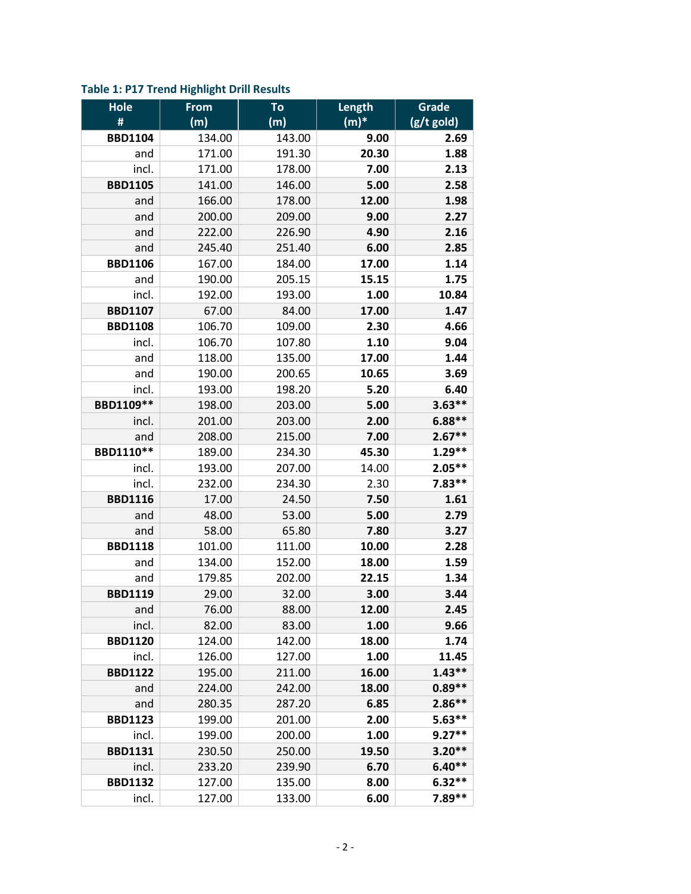**Table 1: P17 Trend Highlight Drill Results**

| Hole # | From (m) | To (m) | Length (m)* | Grade (g/t gold) |
|---|---|---|---|---|
| **BBD1104** | 134.00 | 143.00 | **9.00** | **2.69** |
| and | 171.00 | 191.30 | **20.30** | **1.88** |
| incl. | 171.00 | 178.00 | **7.00** | **2.13** |
| **BBD1105** | 141.00 | 146.00 | **5.00** | **2.58** |
| and | 166.00 | 178.00 | **12.00** | **1.98** |
| and | 200.00 | 209.00 | **9.00** | **2.27** |
| and | 222.00 | 226.90 | **4.90** | **2.16** |
| and | 245.40 | 251.40 | **6.00** | **2.85** |
| **BBD1106** | 167.00 | 184.00 | **17.00** | **1.14** |
| and | 190.00 | 205.15 | **15.15** | **1.75** |
| incl. | 192.00 | 193.00 | **1.00** | **10.84** |
| **BBD1107** | 67.00 | 84.00 | **17.00** | **1.47** |
| **BBD1108** | 106.70 | 109.00 | **2.30** | **4.66** |
| incl. | 106.70 | 107.80 | **1.10** | **9.04** |
| and | 118.00 | 135.00 | **17.00** | **1.44** |
| and | 190.00 | 200.65 | **10.65** | **3.69** |
| incl. | 193.00 | 198.20 | **5.20** | **6.40** |
| **BBD1109**** | 198.00 | 203.00 | **5.00** | **3.63**** |
| incl. | 201.00 | 203.00 | **2.00** | **6.88**** |
| and | 208.00 | 215.00 | **7.00** | **2.67**** |
| **BBD1110**** | 189.00 | 234.30 | **45.30** | **1.29**** |
| incl. | 193.00 | 207.00 | 14.00 | **2.05**** |
| incl. | 232.00 | 234.30 | 2.30 | **7.83**** |
| **BBD1116** | 17.00 | 24.50 | **7.50** | **1.61** |
| and | 48.00 | 53.00 | **5.00** | **2.79** |
| and | 58.00 | 65.80 | **7.80** | **3.27** |
| **BBD1118** | 101.00 | 111.00 | **10.00** | **2.28** |
| and | 134.00 | 152.00 | **18.00** | **1.59** |
| and | 179.85 | 202.00 | **22.15** | **1.34** |
| **BBD1119** | 29.00 | 32.00 | **3.00** | **3.44** |
| and | 76.00 | 88.00 | **12.00** | **2.45** |
| incl. | 82.00 | 83.00 | **1.00** | **9.66** |
| **BBD1120** | 124.00 | 142.00 | **18.00** | **1.74** |
| incl. | 126.00 | 127.00 | **1.00** | **11.45** |
| **BBD1122** | 195.00 | 211.00 | **16.00** | **1.43**** |
| and | 224.00 | 242.00 | **18.00** | **0.89**** |
| and | 280.35 | 287.20 | **6.85** | **2.86**** |
| **BBD1123** | 199.00 | 201.00 | **2.00** | **5.63**** |
| incl. | 199.00 | 200.00 | **1.00** | **9.27**** |
| **BBD1131** | 230.50 | 250.00 | **19.50** | **3.20**** |
| incl. | 233.20 | 239.90 | **6.70** | **6.40**** |
| **BBD1132** | 127.00 | 135.00 | **8.00** | **6.32**** |
| incl. | 127.00 | 133.00 | **6.00** | **7.89**** |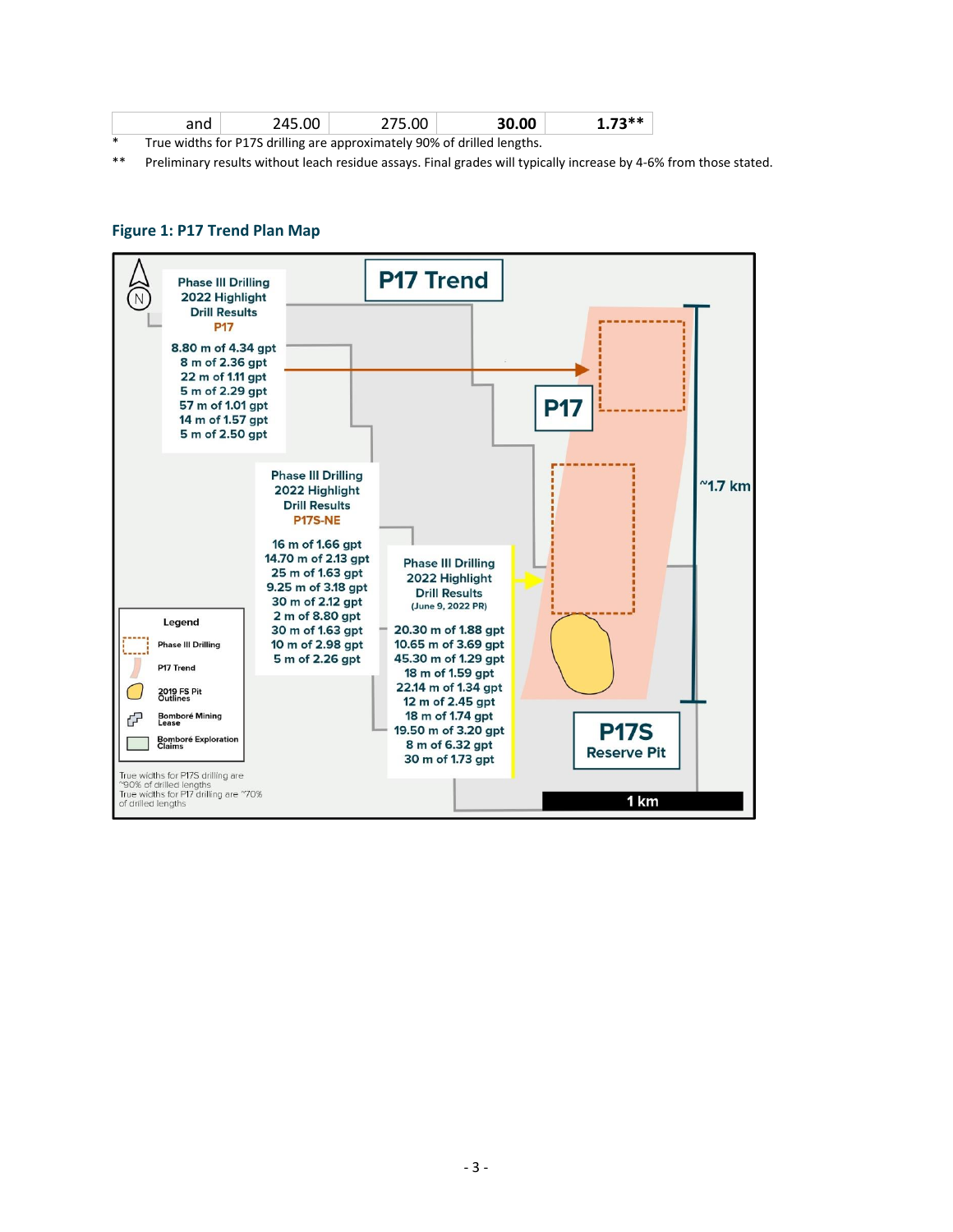| and | 245.00 | 275.00 | **30.00** | **1.73**** |
|---|---|---|---|---|

\* True widths for P17S drilling are approximately 90% of drilled lengths.

\** Preliminary results without leach residue assays. Final grades will typically increase by 4-6% from those stated.

### Figure 1: P17 Trend Plan Map

**P17 Trend**

**Phase III Drilling 2022 Highlight Drill Results P17**

8.80 m of 4.34 gpt
8 m of 2.36 gpt
22 m of 1.11 gpt
5 m of 2.29 gpt
57 m of 1.01 gpt
14 m of 1.57 gpt
5 m of 2.50 gpt

**Phase III Drilling 2022 Highlight Drill Results P17S-NE**

16 m of 1.66 gpt
14.70 m of 2.13 gpt
25 m of 1.63 gpt
9.25 m of 3.18 gpt
30 m of 2.12 gpt
2 m of 8.80 gpt
30 m of 1.63 gpt
10 m of 2.98 gpt
5 m of 2.26 gpt

**Phase III Drilling 2022 Highlight Drill Results (June 9, 2022 PR)**

20.30 m of 1.88 gpt
10.65 m of 3.69 gpt
45.30 m of 1.29 gpt
18 m of 1.59 gpt
22.14 m of 1.34 gpt
12 m of 2.45 gpt
18 m of 1.74 gpt
19.50 m of 3.20 gpt
8 m of 6.32 gpt
30 m of 1.73 gpt

P17

P17S Reserve Pit

~1.7 km

1 km

Legend: Phase III Drilling; P17 Trend; 2019 FS Pit Outlines; Bomboré Mining Lease; Bomboré Exploration Claims

True widths for P17S drilling are ~90% of drilled lengths
True widths for P17 drilling are ~70% of drilled lengths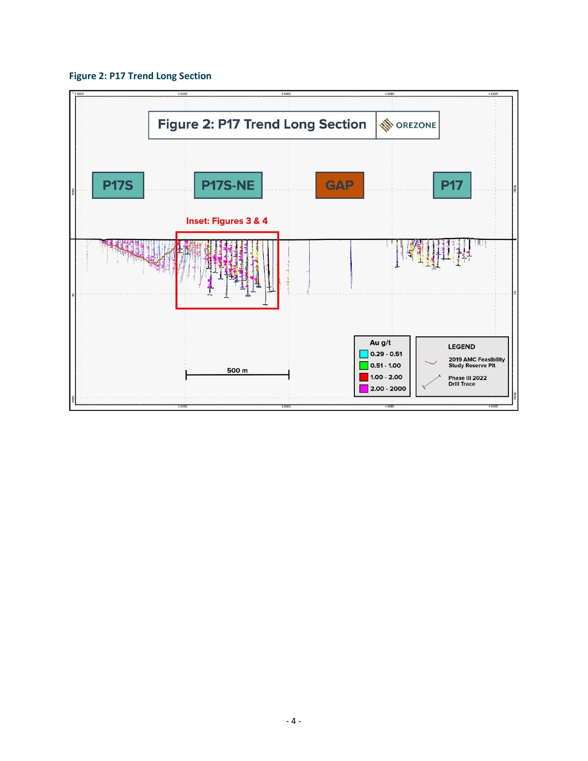**Figure 2: P17 Trend Long Section**

Figure 2: P17 Trend Long Section

OREZONE

P17S

P17S-NE

GAP

P17

Inset: Figures 3 & 4

500 m

| Au g/t |
| --- |
| 0.29 - 0.51 |
| 0.51 - 1.00 |
| 1.00 - 2.00 |
| 2.00 - 2000 |

LEGEND

2019 AMC Feasibility Study Reserve Pit

Phase III 2022 Drill Trace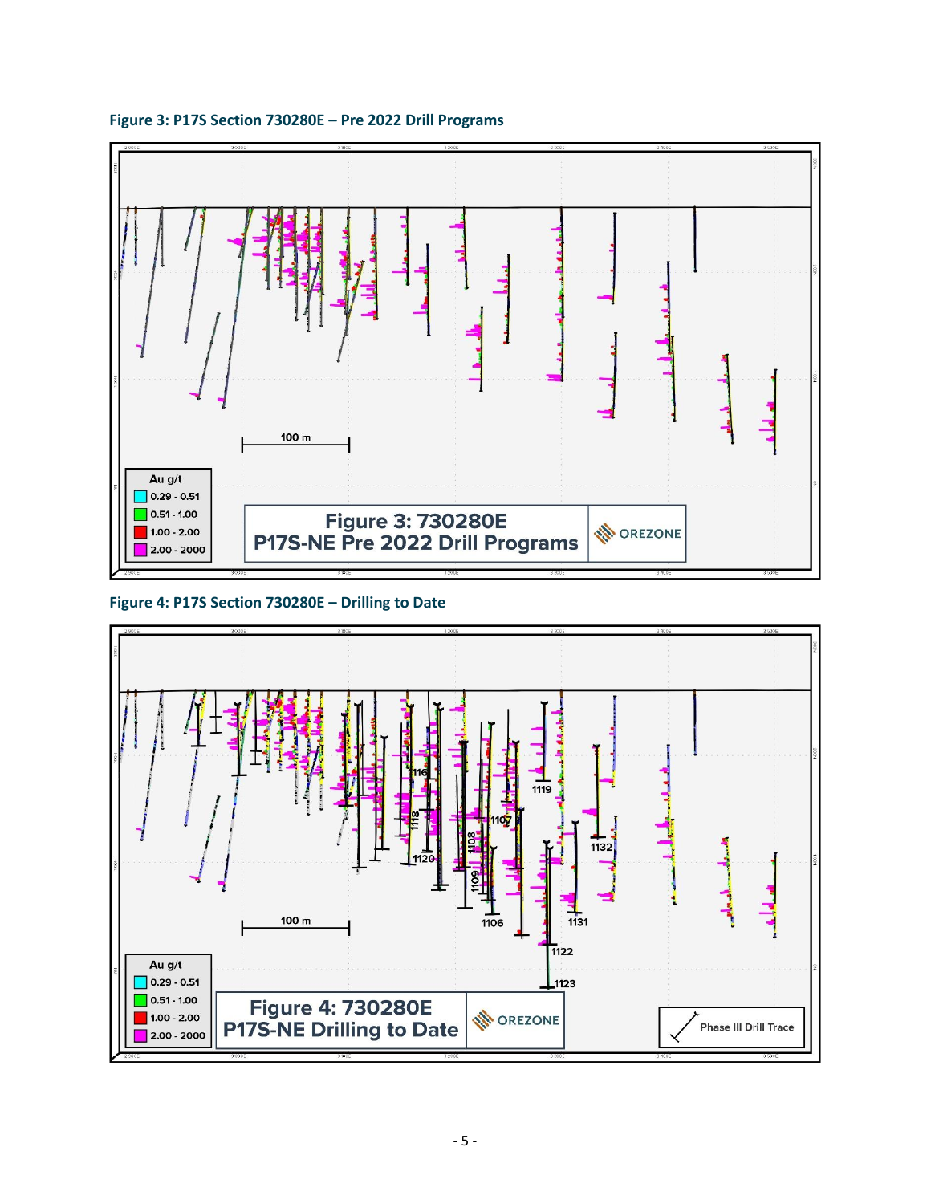**Figure 3: P17S Section 730280E – Pre 2022 Drill Programs**

**Figure 4: P17S Section 730280E – Drilling to Date**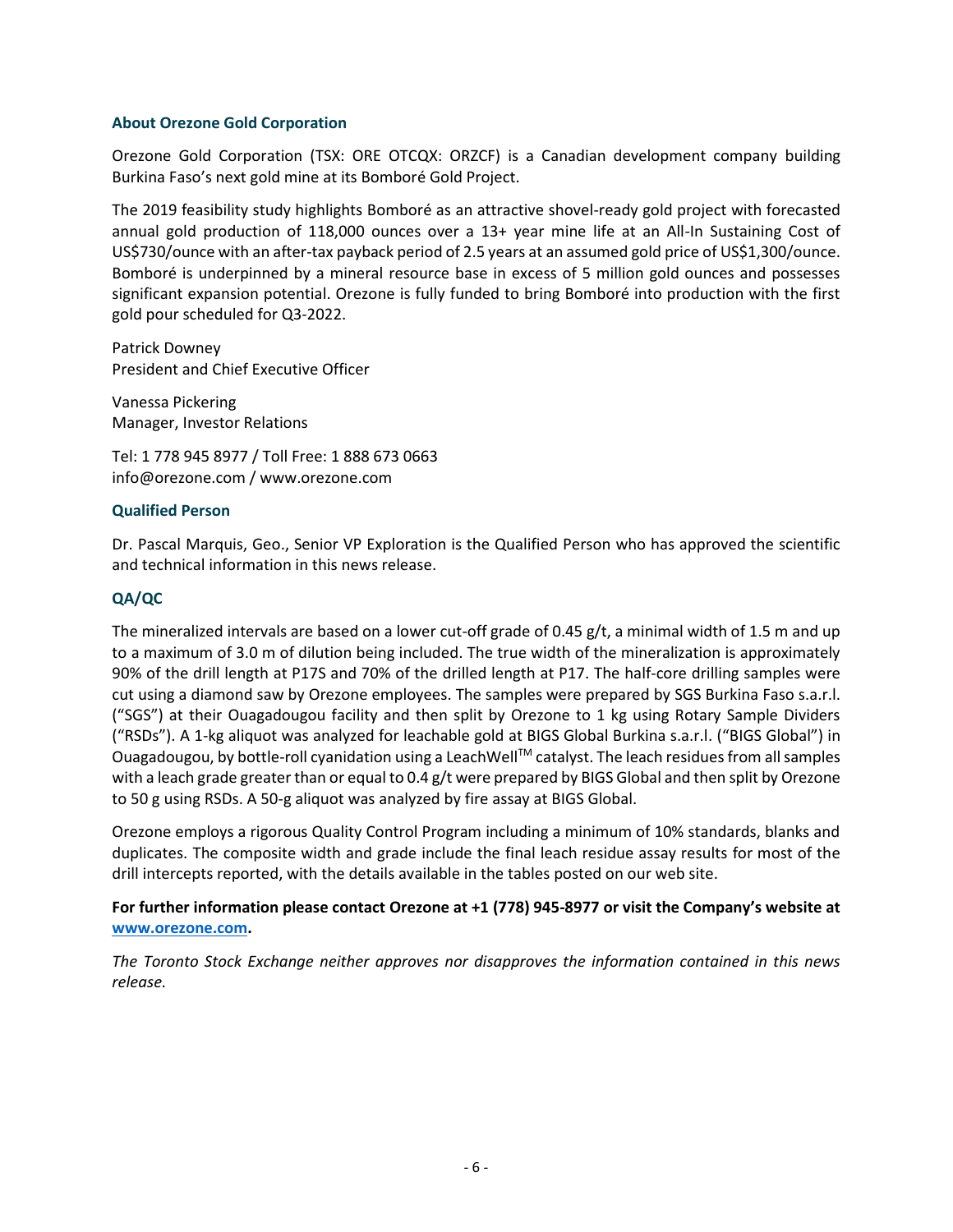### About Orezone Gold Corporation

Orezone Gold Corporation (TSX: ORE OTCQX: ORZCF) is a Canadian development company building Burkina Faso's next gold mine at its Bomboré Gold Project.

The 2019 feasibility study highlights Bomboré as an attractive shovel-ready gold project with forecasted annual gold production of 118,000 ounces over a 13+ year mine life at an All-In Sustaining Cost of US$730/ounce with an after-tax payback period of 2.5 years at an assumed gold price of US$1,300/ounce. Bomboré is underpinned by a mineral resource base in excess of 5 million gold ounces and possesses significant expansion potential. Orezone is fully funded to bring Bomboré into production with the first gold pour scheduled for Q3-2022.

Patrick Downey
President and Chief Executive Officer

Vanessa Pickering
Manager, Investor Relations

Tel: 1 778 945 8977 / Toll Free: 1 888 673 0663
info@orezone.com / www.orezone.com

### Qualified Person

Dr. Pascal Marquis, Geo., Senior VP Exploration is the Qualified Person who has approved the scientific and technical information in this news release.

### QA/QC

The mineralized intervals are based on a lower cut-off grade of 0.45 g/t, a minimal width of 1.5 m and up to a maximum of 3.0 m of dilution being included. The true width of the mineralization is approximately 90% of the drill length at P17S and 70% of the drilled length at P17. The half-core drilling samples were cut using a diamond saw by Orezone employees. The samples were prepared by SGS Burkina Faso s.a.r.l. ("SGS") at their Ouagadougou facility and then split by Orezone to 1 kg using Rotary Sample Dividers ("RSDs"). A 1-kg aliquot was analyzed for leachable gold at BIGS Global Burkina s.a.r.l. ("BIGS Global") in Ouagadougou, by bottle-roll cyanidation using a LeachWell™ catalyst. The leach residues from all samples with a leach grade greater than or equal to 0.4 g/t were prepared by BIGS Global and then split by Orezone to 50 g using RSDs. A 50-g aliquot was analyzed by fire assay at BIGS Global.

Orezone employs a rigorous Quality Control Program including a minimum of 10% standards, blanks and duplicates. The composite width and grade include the final leach residue assay results for most of the drill intercepts reported, with the details available in the tables posted on our web site.

**For further information please contact Orezone at +1 (778) 945-8977 or visit the Company's website at [www.orezone.com](www.orezone.com).**

*The Toronto Stock Exchange neither approves nor disapproves the information contained in this news release.*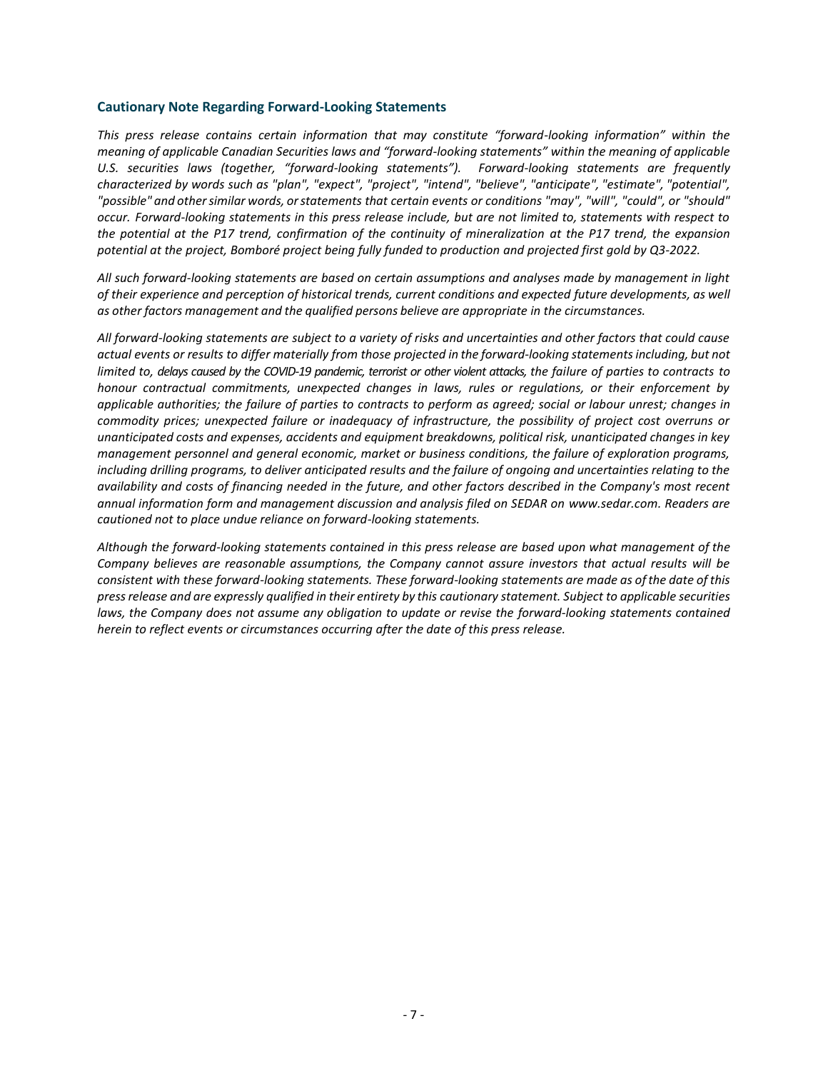## Cautionary Note Regarding Forward-Looking Statements

*This press release contains certain information that may constitute “forward-looking information” within the meaning of applicable Canadian Securities laws and “forward-looking statements” within the meaning of applicable U.S. securities laws (together, “forward-looking statements”). Forward-looking statements are frequently characterized by words such as "plan", "expect", "project", "intend", "believe", "anticipate", "estimate", "potential", "possible" and other similar words, or statements that certain events or conditions "may", "will", "could", or "should" occur. Forward-looking statements in this press release include, but are not limited to, statements with respect to the potential at the P17 trend, confirmation of the continuity of mineralization at the P17 trend, the expansion potential at the project, Bomboré project being fully funded to production and projected first gold by Q3-2022.*

*All such forward-looking statements are based on certain assumptions and analyses made by management in light of their experience and perception of historical trends, current conditions and expected future developments, as well as other factors management and the qualified persons believe are appropriate in the circumstances.*

*All forward-looking statements are subject to a variety of risks and uncertainties and other factors that could cause actual events or results to differ materially from those projected in the forward-looking statements including, but not limited to, delays caused by the COVID-19 pandemic, terrorist or other violent attacks, the failure of parties to contracts to honour contractual commitments, unexpected changes in laws, rules or regulations, or their enforcement by applicable authorities; the failure of parties to contracts to perform as agreed; social or labour unrest; changes in commodity prices; unexpected failure or inadequacy of infrastructure, the possibility of project cost overruns or unanticipated costs and expenses, accidents and equipment breakdowns, political risk, unanticipated changes in key management personnel and general economic, market or business conditions, the failure of exploration programs, including drilling programs, to deliver anticipated results and the failure of ongoing and uncertainties relating to the availability and costs of financing needed in the future, and other factors described in the Company's most recent annual information form and management discussion and analysis filed on SEDAR on www.sedar.com. Readers are cautioned not to place undue reliance on forward-looking statements.*

*Although the forward-looking statements contained in this press release are based upon what management of the Company believes are reasonable assumptions, the Company cannot assure investors that actual results will be consistent with these forward-looking statements. These forward-looking statements are made as of the date of this press release and are expressly qualified in their entirety by this cautionary statement. Subject to applicable securities laws, the Company does not assume any obligation to update or revise the forward-looking statements contained herein to reflect events or circumstances occurring after the date of this press release.*